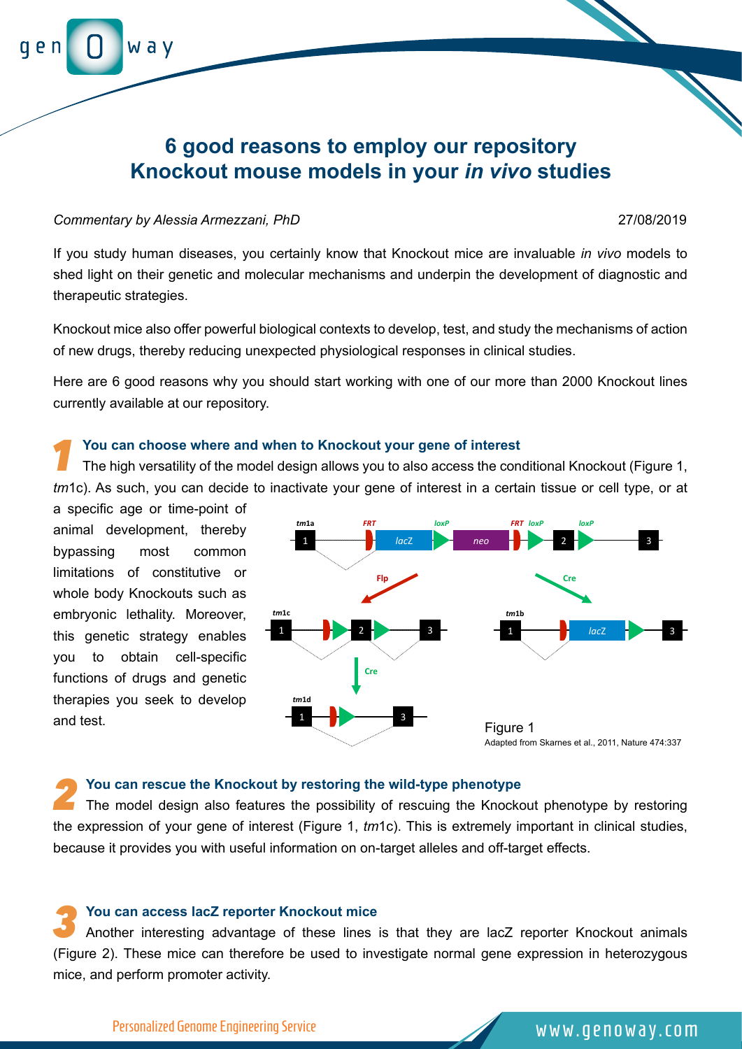# 6 good reasons to employ our repository Knockout mouse models in your *in vivo* studies

*Commentary by Alessia Armezzani, PhD*

27/08/2019

If you study human diseases, you certainly know that Knockout mice are invaluable *in vivo* models to shed light on their genetic and molecular mechanisms and underpin the development of diagnostic and therapeutic strategies.

Knockout mice also offer powerful biological contexts to develop, test, and study the mechanisms of action of new drugs, thereby reducing unexpected physiological responses in clinical studies.

Here are 6 good reasons why you should start working with one of our more than 2000 Knockout lines currently available at our repository.

## 1 You can choose where and when to Knockout your gene of interest

The high versatility of the model design allows you to also access the conditional Knockout (Figure 1, *tm*1c). As such, you can decide to inactivate your gene of interest in a certain tissue or cell type, or at a specific age or time-point of animal development, thereby bypassing most common limitations of constitutive or whole body Knockouts such as embryonic lethality. Moreover, this genetic strategy enables you to obtain cell-specific functions of drugs and genetic therapies you seek to develop and test.

Figure 1
Adapted from Skarnes et al., 2011, Nature 474:337

## 2 You can rescue the Knockout by restoring the wild-type phenotype

The model design also features the possibility of rescuing the Knockout phenotype by restoring the expression of your gene of interest (Figure 1, *tm*1c). This is extremely important in clinical studies, because it provides you with useful information on on-target alleles and off-target effects.

## 3 You can access lacZ reporter Knockout mice

Another interesting advantage of these lines is that they are lacZ reporter Knockout animals (Figure 2). These mice can therefore be used to investigate normal gene expression in heterozygous mice, and perform promoter activity.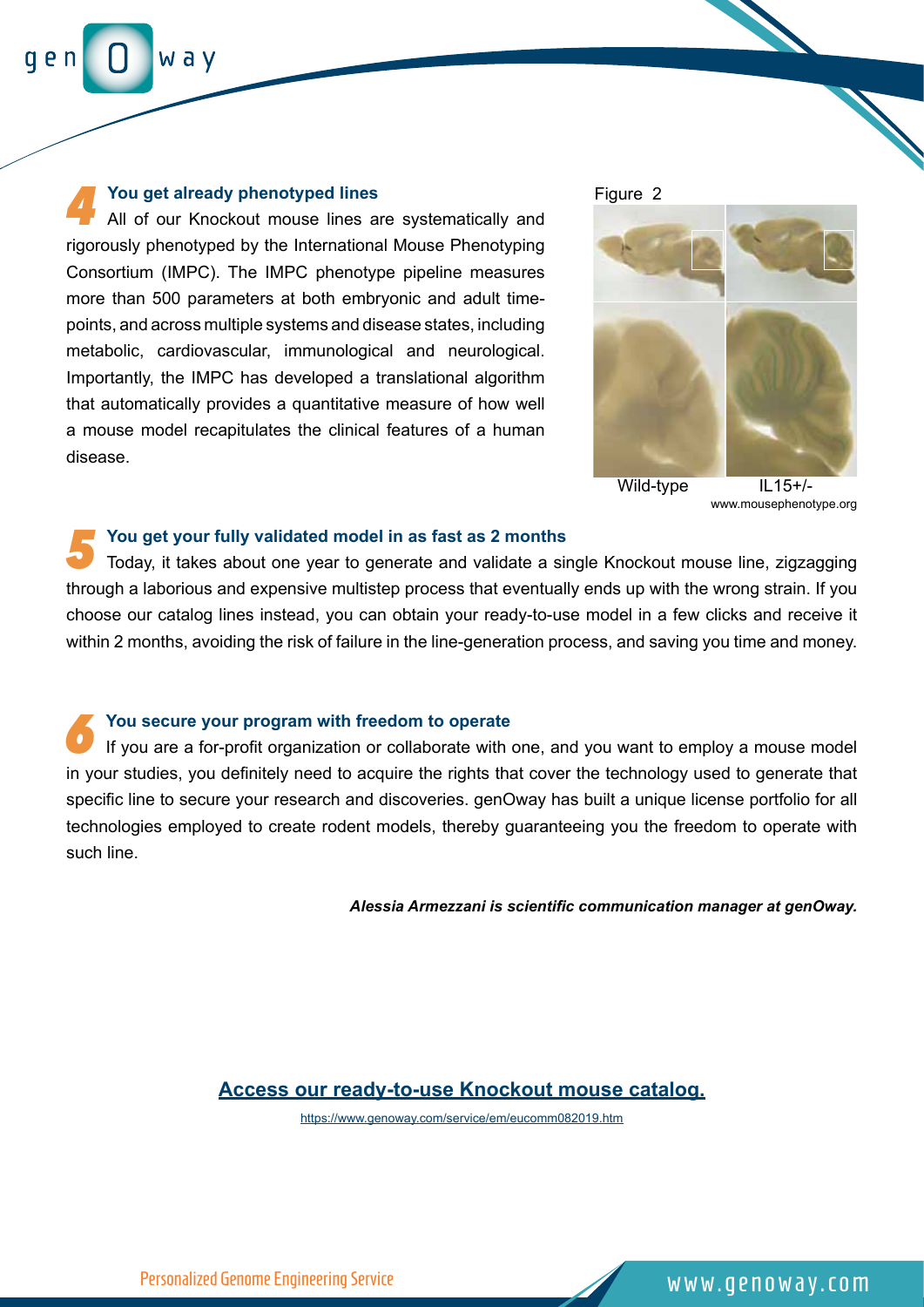### 4 You get already phenotyped lines

All of our Knockout mouse lines are systematically and rigorously phenotyped by the International Mouse Phenotyping Consortium (IMPC). The IMPC phenotype pipeline measures more than 500 parameters at both embryonic and adult time-points, and across multiple systems and disease states, including metabolic, cardiovascular, immunological and neurological. Importantly, the IMPC has developed a translational algorithm that automatically provides a quantitative measure of how well a mouse model recapitulates the clinical features of a human disease.

Figure 2

Wild-type

IL15+/-

www.mousephenotype.org

### 5 You get your fully validated model in as fast as 2 months

Today, it takes about one year to generate and validate a single Knockout mouse line, zigzagging through a laborious and expensive multistep process that eventually ends up with the wrong strain. If you choose our catalog lines instead, you can obtain your ready-to-use model in a few clicks and receive it within 2 months, avoiding the risk of failure in the line-generation process, and saving you time and money.

### 6 You secure your program with freedom to operate

If you are a for-profit organization or collaborate with one, and you want to employ a mouse model in your studies, you definitely need to acquire the rights that cover the technology used to generate that specific line to secure your research and discoveries. genOway has built a unique license portfolio for all technologies employed to create rodent models, thereby guaranteeing you the freedom to operate with such line.

***Alessia Armezzani is scientific communication manager at genOway.***

**Access our ready-to-use Knockout mouse catalog.**

https://www.genoway.com/service/em/eucomm082019.htm